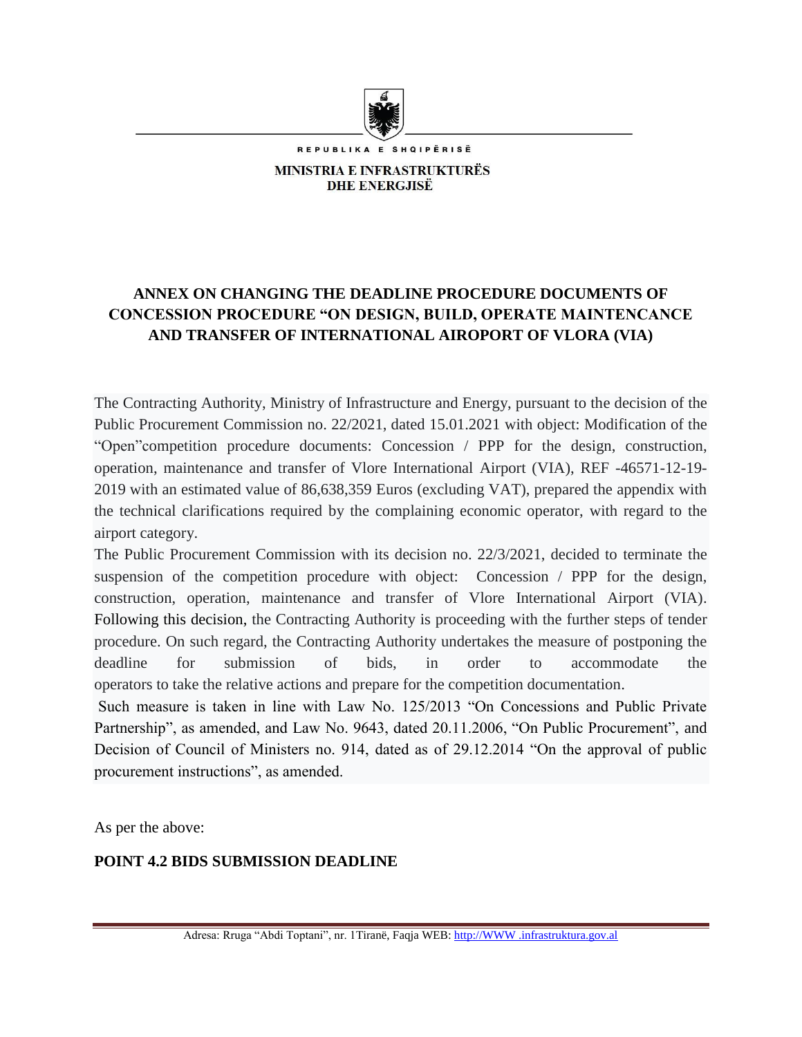REPUBLIKA E SHQIPËRISË

MINISTRIA E INFRASTRUKTURËS DHE ENERGJISË

## ANNEX ON CHANGING THE DEADLINE PROCEDURE DOCUMENTS OF CONCESSION PROCEDURE "ON DESIGN, BUILD, OPERATE MAINTENCANCE AND TRANSFER OF INTERNATIONAL AIROPORT OF VLORA (VIA)

The Contracting Authority, Ministry of Infrastructure and Energy, pursuant to the decision of the Public Procurement Commission no. 22/2021, dated 15.01.2021 with object: Modification of the "Open"competition procedure documents: Concession / PPP for the design, construction, operation, maintenance and transfer of Vlore International Airport (VIA), REF -46571-12-19-2019 with an estimated value of 86,638,359 Euros (excluding VAT), prepared the appendix with the technical clarifications required by the complaining economic operator, with regard to the airport category.

The Public Procurement Commission with its decision no. 22/3/2021, decided to terminate the suspension of the competition procedure with object: Concession / PPP for the design, construction, operation, maintenance and transfer of Vlore International Airport (VIA). Following this decision, the Contracting Authority is proceeding with the further steps of tender procedure. On such regard, the Contracting Authority undertakes the measure of postponing the deadline for submission of bids, in order to accommodate the operators to take the relative actions and prepare for the competition documentation.

Such measure is taken in line with Law No. 125/2013 "On Concessions and Public Private Partnership", as amended, and Law No. 9643, dated 20.11.2006, "On Public Procurement", and Decision of Council of Ministers no. 914, dated as of 29.12.2014 "On the approval of public procurement instructions", as amended.

As per the above:

**POINT 4.2 BIDS SUBMISSION DEADLINE**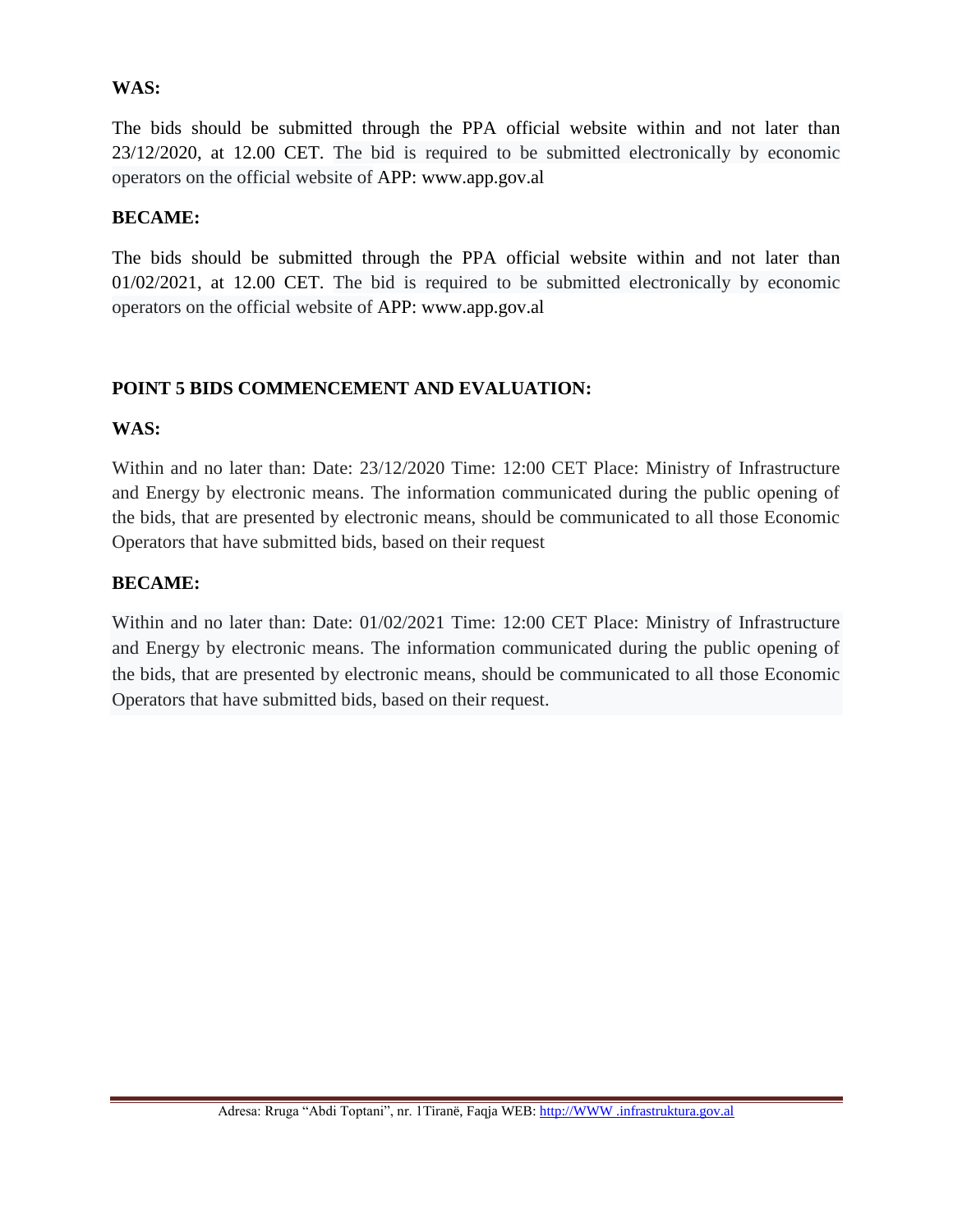**WAS:**

The bids should be submitted through the PPA official website within and not later than 23/12/2020, at 12.00 CET. The bid is required to be submitted electronically by economic operators on the official website of APP: www.app.gov.al

**BECAME:**

The bids should be submitted through the PPA official website within and not later than 01/02/2021, at 12.00 CET. The bid is required to be submitted electronically by economic operators on the official website of APP: www.app.gov.al

**POINT 5 BIDS COMMENCEMENT AND EVALUATION:**

**WAS:**

Within and no later than: Date: 23/12/2020 Time: 12:00 CET Place: Ministry of Infrastructure and Energy by electronic means. The information communicated during the public opening of the bids, that are presented by electronic means, should be communicated to all those Economic Operators that have submitted bids, based on their request

**BECAME:**

Within and no later than: Date: 01/02/2021 Time: 12:00 CET Place: Ministry of Infrastructure and Energy by electronic means. The information communicated during the public opening of the bids, that are presented by electronic means, should be communicated to all those Economic Operators that have submitted bids, based on their request.